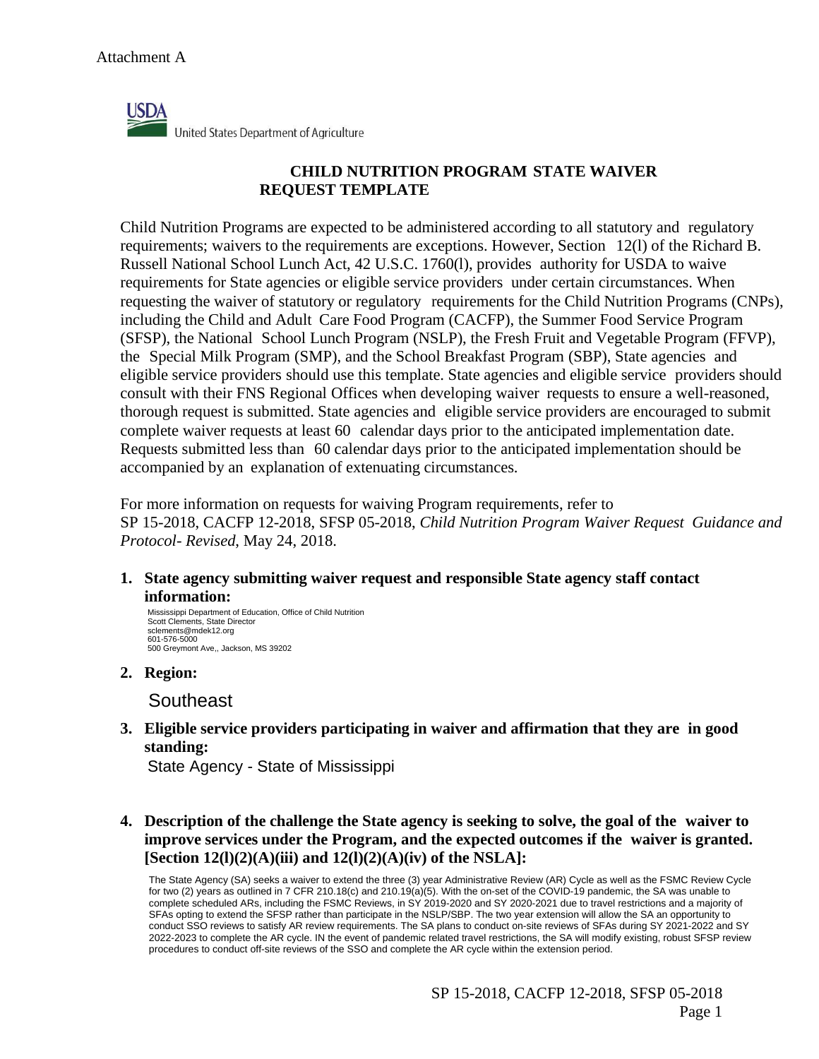Attachment A

United States Department of Agriculture

# CHILD NUTRITION PROGRAM STATE WAIVER REQUEST TEMPLATE

Child Nutrition Programs are expected to be administered according to all statutory and regulatory requirements; waivers to the requirements are exceptions. However, Section 12(l) of the Richard B. Russell National School Lunch Act, 42 U.S.C. 1760(l), provides authority for USDA to waive requirements for State agencies or eligible service providers under certain circumstances. When requesting the waiver of statutory or regulatory requirements for the Child Nutrition Programs (CNPs), including the Child and Adult Care Food Program (CACFP), the Summer Food Service Program (SFSP), the National School Lunch Program (NSLP), the Fresh Fruit and Vegetable Program (FFVP), the Special Milk Program (SMP), and the School Breakfast Program (SBP), State agencies and eligible service providers should use this template. State agencies and eligible service providers should consult with their FNS Regional Offices when developing waiver requests to ensure a well-reasoned, thorough request is submitted. State agencies and eligible service providers are encouraged to submit complete waiver requests at least 60 calendar days prior to the anticipated implementation date. Requests submitted less than 60 calendar days prior to the anticipated implementation should be accompanied by an explanation of extenuating circumstances.

For more information on requests for waiving Program requirements, refer to SP 15-2018, CACFP 12-2018, SFSP 05-2018, *Child Nutrition Program Waiver Request Guidance and Protocol- Revised*, May 24, 2018.

1. **State agency submitting waiver request and responsible State agency staff contact information:**

   Mississippi Department of Education, Office of Child Nutrition
   Scott Clements, State Director
   sclements@mdek12.org
   601-576-5000
   500 Greymont Ave,, Jackson, MS 39202

2. **Region:**

   Southeast

3. **Eligible service providers participating in waiver and affirmation that they are in good standing:**

   State Agency - State of Mississippi

4. **Description of the challenge the State agency is seeking to solve, the goal of the waiver to improve services under the Program, and the expected outcomes if the waiver is granted. [Section 12(l)(2)(A)(iii) and 12(l)(2)(A)(iv) of the NSLA]:**

   The State Agency (SA) seeks a waiver to extend the three (3) year Administrative Review (AR) Cycle as well as the FSMC Review Cycle for two (2) years as outlined in 7 CFR 210.18(c) and 210.19(a)(5). With the on-set of the COVID-19 pandemic, the SA was unable to complete scheduled ARs, including the FSMC Reviews, in SY 2019-2020 and SY 2020-2021 due to travel restrictions and a majority of SFAs opting to extend the SFSP rather than participate in the NSLP/SBP. The two year extension will allow the SA an opportunity to conduct SSO reviews to satisfy AR review requirements. The SA plans to conduct on-site reviews of SFAs during SY 2021-2022 and SY 2022-2023 to complete the AR cycle. IN the event of pandemic related travel restrictions, the SA will modify existing, robust SFSP review procedures to conduct off-site reviews of the SSO and complete the AR cycle within the extension period.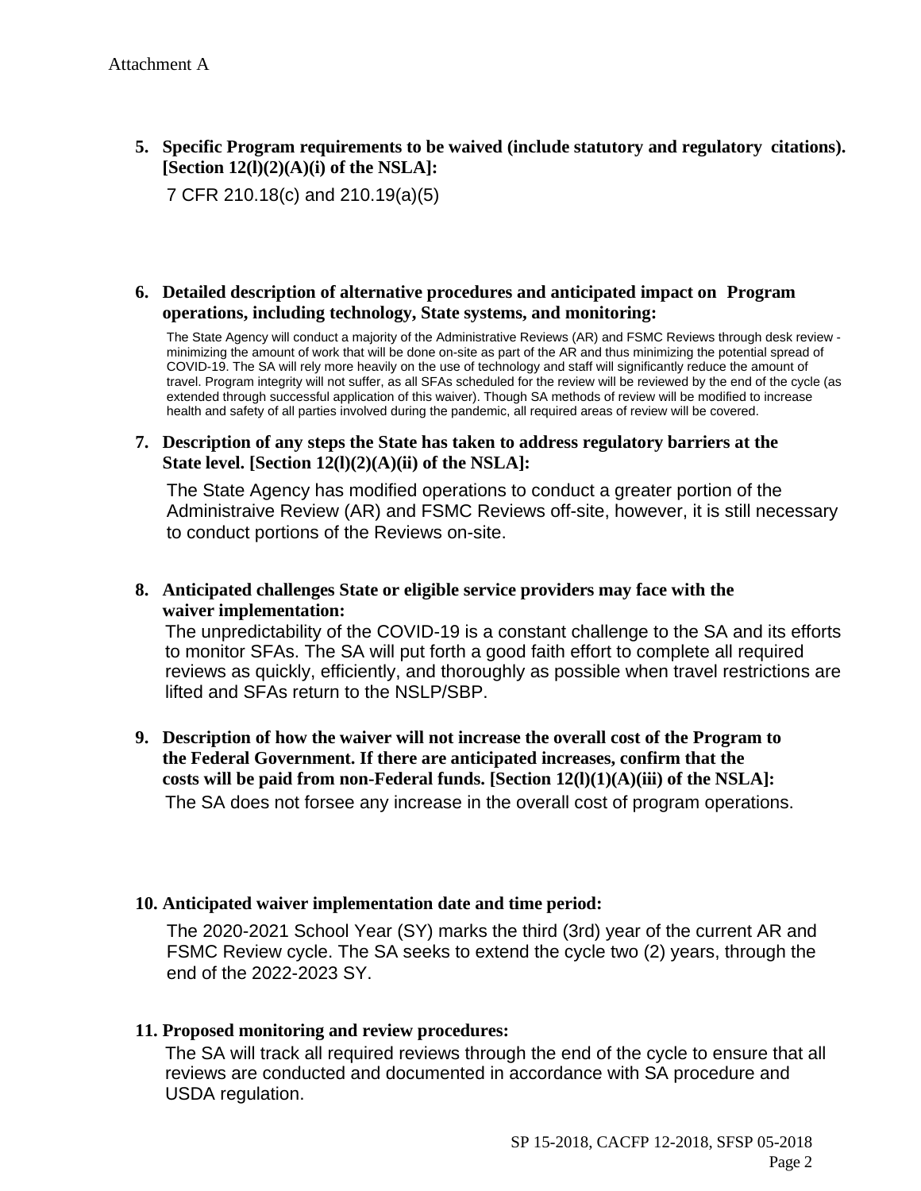Attachment A

5. **Specific Program requirements to be waived (include statutory and regulatory citations). [Section 12(l)(2)(A)(i) of the NSLA]:**

   7 CFR 210.18(c) and 210.19(a)(5)

6. **Detailed description of alternative procedures and anticipated impact on Program operations, including technology, State systems, and monitoring:**

   The State Agency will conduct a majority of the Administrative Reviews (AR) and FSMC Reviews through desk review - minimizing the amount of work that will be done on-site as part of the AR and thus minimizing the potential spread of COVID-19. The SA will rely more heavily on the use of technology and staff will significantly reduce the amount of travel. Program integrity will not suffer, as all SFAs scheduled for the review will be reviewed by the end of the cycle (as extended through successful application of this waiver). Though SA methods of review will be modified to increase health and safety of all parties involved during the pandemic, all required areas of review will be covered.

7. **Description of any steps the State has taken to address regulatory barriers at the State level. [Section 12(l)(2)(A)(ii) of the NSLA]:**

   The State Agency has modified operations to conduct a greater portion of the Administraive Review (AR) and FSMC Reviews off-site, however, it is still necessary to conduct portions of the Reviews on-site.

8. **Anticipated challenges State or eligible service providers may face with the waiver implementation:**

   The unpredictability of the COVID-19 is a constant challenge to the SA and its efforts to monitor SFAs. The SA will put forth a good faith effort to complete all required reviews as quickly, efficiently, and thoroughly as possible when travel restrictions are lifted and SFAs return to the NSLP/SBP.

9. **Description of how the waiver will not increase the overall cost of the Program to the Federal Government. If there are anticipated increases, confirm that the costs will be paid from non-Federal funds. [Section 12(l)(1)(A)(iii) of the NSLA]:**

   The SA does not forsee any increase in the overall cost of program operations.

10. **Anticipated waiver implementation date and time period:**

    The 2020-2021 School Year (SY) marks the third (3rd) year of the current AR and FSMC Review cycle. The SA seeks to extend the cycle two (2) years, through the end of the 2022-2023 SY.

11. **Proposed monitoring and review procedures:**

    The SA will track all required reviews through the end of the cycle to ensure that all reviews are conducted and documented in accordance with SA procedure and USDA regulation.

SP 15-2018, CACFP 12-2018, SFSP 05-2018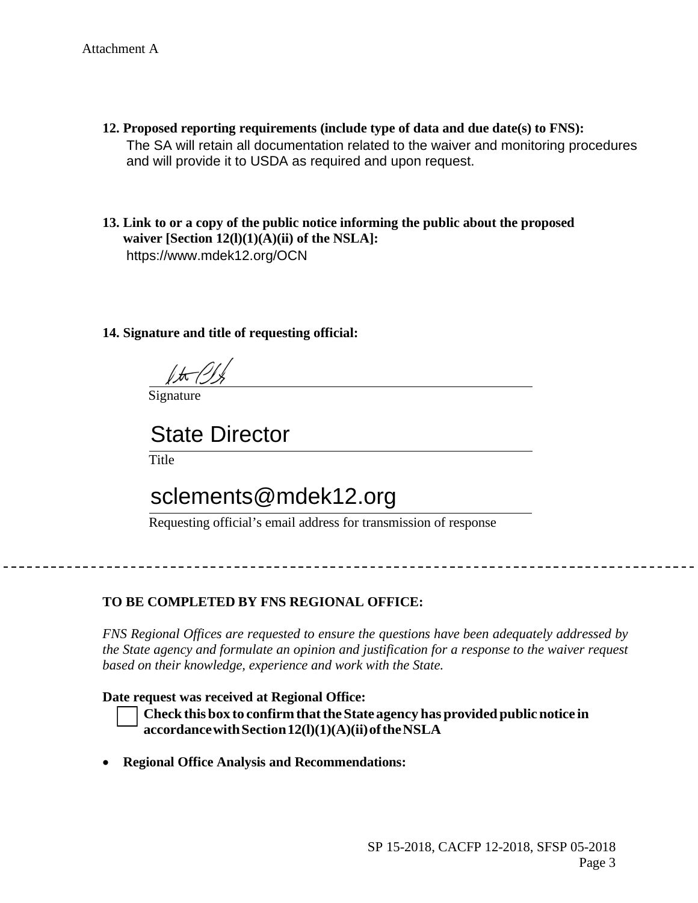Attachment A

**12. Proposed reporting requirements (include type of data and due date(s) to FNS):**

The SA will retain all documentation related to the waiver and monitoring procedures and will provide it to USDA as required and upon request.

**13. Link to or a copy of the public notice informing the public about the proposed waiver [Section 12(l)(1)(A)(ii) of the NSLA]:**

https://www.mdek12.org/OCN

**14. Signature and title of requesting official:**

Signature

State Director

Title

sclements@mdek12.org

Requesting official's email address for transmission of response

---

**TO BE COMPLETED BY FNS REGIONAL OFFICE:**

*FNS Regional Offices are requested to ensure the questions have been adequately addressed by the State agency and formulate an opinion and justification for a response to the waiver request based on their knowledge, experience and work with the State.*

**Date request was received at Regional Office:**

☐ **Check this box to confirm that the State agency has provided public notice in accordance with Section 12(l)(1)(A)(ii) of the NSLA**

- **Regional Office Analysis and Recommendations:**

SP 15-2018, CACFP 12-2018, SFSP 05-2018